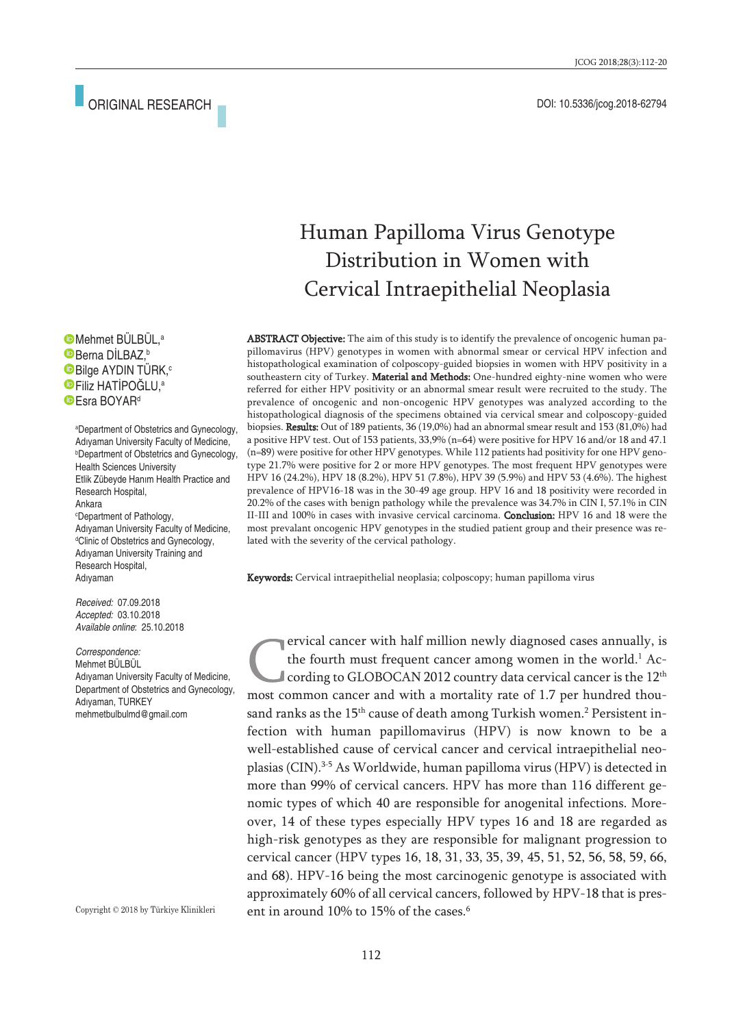ORIGINAL RESEARCH

DOI: 10.5336/jcog.2018-62794

# Human Papilloma Virus Genotype Distribution in Women with Cervical Intraepithelial Neoplasia

Mehmet BÜLBÜL,[a]
Berna DİLBAZ,[b]
Bilge AYDIN TÜRK,[c]
Filiz HATİPOĞLU,[a]
Esra BOYAR[d]

[a]Department of Obstetrics and Gynecology, Adıyaman University Faculty of Medicine,
[b]Department of Obstetrics and Gynecology, Health Sciences University Etlik Zübeyde Hanım Health Practice and Research Hospital, Ankara
[c]Department of Pathology, Adıyaman University Faculty of Medicine,
[d]Clinic of Obstetrics and Gynecology, Adıyaman University Training and Research Hospital, Adıyaman

*Received:* 07.09.2018
*Accepted:* 03.10.2018
*Available online:* 25.10.2018

*Correspondence:*
Mehmet BÜLBÜL
Adıyaman University Faculty of Medicine, Department of Obstetrics and Gynecology, Adıyaman, TURKEY
mehmetbulbulmd@gmail.com

Copyright © 2018 by Türkiye Klinikleri

**ABSTRACT Objective:** The aim of this study is to identify the prevalence of oncogenic human papillomavirus (HPV) genotypes in women with abnormal smear or cervical HPV infection and histopathological examination of colposcopy-guided biopsies in women with HPV positivity in a southeastern city of Turkey. **Material and Methods:** One-hundred eighty-nine women who were referred for either HPV positivity or an abnormal smear result were recruited to the study. The prevalence of oncogenic and non-oncogenic HPV genotypes was analyzed according to the histopathological diagnosis of the specimens obtained via cervical smear and colposcopy-guided biopsies. **Results:** Out of 189 patients, 36 (19,0%) had an abnormal smear result and 153 (81,0%) had a positive HPV test. Out of 153 patients, 33,9% (n=64) were positive for HPV 16 and/or 18 and 47.1 (n=89) were positive for other HPV genotypes. While 112 patients had positivity for one HPV genotype 21.7% were positive for 2 or more HPV genotypes. The most frequent HPV genotypes were HPV 16 (24.2%), HPV 18 (8.2%), HPV 51 (7.8%), HPV 39 (5.9%) and HPV 53 (4.6%). The highest prevalence of HPV16-18 was in the 30-49 age group. HPV 16 and 18 positivity were recorded in 20.2% of the cases with benign pathology while the prevalence was 34.7% in CIN I, 57.1% in CIN II-III and 100% in cases with invasive cervical carcinoma. **Conclusion:** HPV 16 and 18 were the most prevalent oncogenic HPV genotypes in the studied patient group and their presence was related with the severity of the cervical pathology.

**Keywords:** Cervical intraepithelial neoplasia; colposcopy; human papilloma virus

Cervical cancer with half million newly diagnosed cases annually, is the fourth must frequent cancer among women in the world.[1] According to GLOBOCAN 2012 country data cervical cancer is the 12[th] most common cancer and with a mortality rate of 1.7 per hundred thousand ranks as the 15[th] cause of death among Turkish women.[2] Persistent infection with human papillomavirus (HPV) is now known to be a well-established cause of cervical cancer and cervical intraepithelial neoplasias (CIN).[3-5] As Worldwide, human papilloma virus (HPV) is detected in more than 99% of cervical cancers. HPV has more than 116 different genomic types of which 40 are responsible for anogenital infections. Moreover, 14 of these types especially HPV types 16 and 18 are regarded as high-risk genotypes as they are responsible for malignant progression to cervical cancer (HPV types 16, 18, 31, 33, 35, 39, 45, 51, 52, 56, 58, 59, 66, and 68). HPV-16 being the most carcinogenic genotype is associated with approximately 60% of all cervical cancers, followed by HPV-18 that is present in around 10% to 15% of the cases.[6]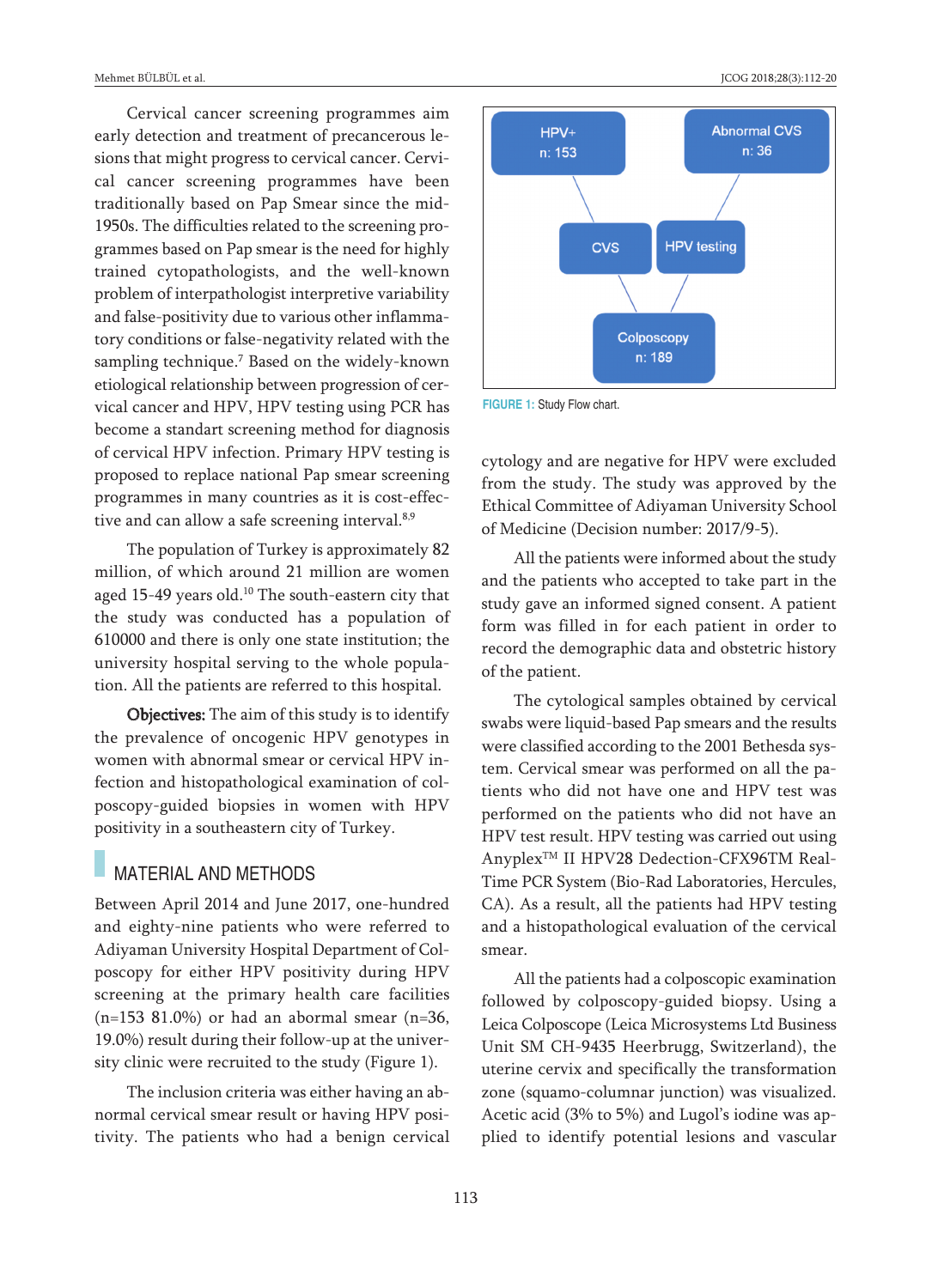Cervical cancer screening programmes aim early detection and treatment of precancerous lesions that might progress to cervical cancer. Cervical cancer screening programmes have been traditionally based on Pap Smear since the mid-1950s. The difficulties related to the screening programmes based on Pap smear is the need for highly trained cytopathologists, and the well-known problem of interpathologist interpretive variability and false-positivity due to various other inflammatory conditions or false-negativity related with the sampling technique.[7] Based on the widely-known etiological relationship between progression of cervical cancer and HPV, HPV testing using PCR has become a standart screening method for diagnosis of cervical HPV infection. Primary HPV testing is proposed to replace national Pap smear screening programmes in many countries as it is cost-effective and can allow a safe screening interval.[8,9]

The population of Turkey is approximately 82 million, of which around 21 million are women aged 15-49 years old.[10] The south-eastern city that the study was conducted has a population of 610000 and there is only one state institution; the university hospital serving to the whole population. All the patients are referred to this hospital.

**Objectives:** The aim of this study is to identify the prevalence of oncogenic HPV genotypes in women with abnormal smear or cervical HPV infection and histopathological examination of colposcopy-guided biopsies in women with HPV positivity in a southeastern city of Turkey.

## MATERIAL AND METHODS

Between April 2014 and June 2017, one-hundred and eighty-nine patients who were referred to Adiyaman University Hospital Department of Colposcopy for either HPV positivity during HPV screening at the primary health care facilities (n=153 81.0%) or had an abormal smear (n=36, 19.0%) result during their follow-up at the university clinic were recruited to the study (Figure 1).

The inclusion criteria was either having an abnormal cervical smear result or having HPV positivity. The patients who had a benign cervical cytology and are negative for HPV were excluded from the study. The study was approved by the Ethical Committee of Adiyaman University School of Medicine (Decision number: 2017/9-5).

HPV+ n: 153 → CVS; Abnormal CVS n: 36 → HPV testing; CVS and HPV testing → Colposcopy n: 189

**FIGURE 1:** Study Flow chart.

All the patients were informed about the study and the patients who accepted to take part in the study gave an informed signed consent. A patient form was filled in for each patient in order to record the demographic data and obstetric history of the patient.

The cytological samples obtained by cervical swabs were liquid-based Pap smears and the results were classified according to the 2001 Bethesda system. Cervical smear was performed on all the patients who did not have one and HPV test was performed on the patients who did not have an HPV test result. HPV testing was carried out using Anyplex™ II HPV28 Dedection-CFX96TM Real-Time PCR System (Bio-Rad Laboratories, Hercules, CA). As a result, all the patients had HPV testing and a histopathological evaluation of the cervical smear.

All the patients had a colposcopic examination followed by colposcopy-guided biopsy. Using a Leica Colposcope (Leica Microsystems Ltd Business Unit SM CH-9435 Heerbrugg, Switzerland), the uterine cervix and specifically the transformation zone (squamo-columnar junction) was visualized. Acetic acid (3% to 5%) and Lugol's iodine was applied to identify potential lesions and vascular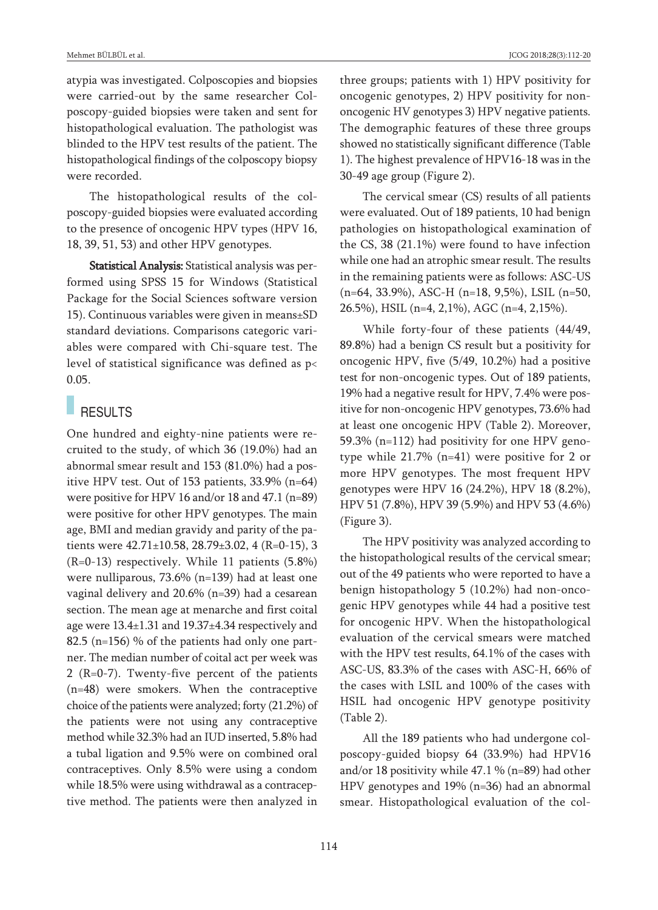atypia was investigated. Colposcopies and biopsies were carried-out by the same researcher Colposcopy-guided biopsies were taken and sent for histopathological evaluation. The pathologist was blinded to the HPV test results of the patient. The histopathological findings of the colposcopy biopsy were recorded.

The histopathological results of the colposcopy-guided biopsies were evaluated according to the presence of oncogenic HPV types (HPV 16, 18, 39, 51, 53) and other HPV genotypes.

**Statistical Analysis:** Statistical analysis was performed using SPSS 15 for Windows (Statistical Package for the Social Sciences software version 15). Continuous variables were given in means±SD standard deviations. Comparisons categoric variables were compared with Chi-square test. The level of statistical significance was defined as $p < 0.05$.

## RESULTS

One hundred and eighty-nine patients were recruited to the study, of which 36 (19.0%) had an abnormal smear result and 153 (81.0%) had a positive HPV test. Out of 153 patients, 33.9% (n=64) were positive for HPV 16 and/or 18 and 47.1 (n=89) were positive for other HPV genotypes. The main age, BMI and median gravidy and parity of the patients were 42.71±10.58, 28.79±3.02, 4 (R=0-15), 3 (R=0-13) respectively. While 11 patients (5.8%) were nulliparous, 73.6% (n=139) had at least one vaginal delivery and 20.6% (n=39) had a cesarean section. The mean age at menarche and first coital age were 13.4±1.31 and 19.37±4.34 respectively and 82.5 (n=156) % of the patients had only one partner. The median number of coital act per week was 2 (R=0-7). Twenty-five percent of the patients (n=48) were smokers. When the contraceptive choice of the patients were analyzed; forty (21.2%) of the patients were not using any contraceptive method while 32.3% had an IUD inserted, 5.8% had a tubal ligation and 9.5% were on combined oral contraceptives. Only 8.5% were using a condom while 18.5% were using withdrawal as a contraceptive method. The patients were then analyzed in three groups; patients with 1) HPV positivity for oncogenic genotypes, 2) HPV positivity for non-oncogenic HV genotypes 3) HPV negative patients. The demographic features of these three groups showed no statistically significant difference (Table 1). The highest prevalence of HPV16-18 was in the 30-49 age group (Figure 2).

The cervical smear (CS) results of all patients were evaluated. Out of 189 patients, 10 had benign pathologies on histopathological examination of the CS, 38 (21.1%) were found to have infection while one had an atrophic smear result. The results in the remaining patients were as follows: ASC-US (n=64, 33.9%), ASC-H (n=18, 9,5%), LSIL (n=50, 26.5%), HSIL (n=4, 2,1%), AGC (n=4, 2,15%).

While forty-four of these patients (44/49, 89.8%) had a benign CS result but a positivity for oncogenic HPV, five (5/49, 10.2%) had a positive test for non-oncogenic types. Out of 189 patients, 19% had a negative result for HPV, 7.4% were positive for non-oncogenic HPV genotypes, 73.6% had at least one oncogenic HPV (Table 2). Moreover, 59.3% (n=112) had positivity for one HPV genotype while 21.7% (n=41) were positive for 2 or more HPV genotypes. The most frequent HPV genotypes were HPV 16 (24.2%), HPV 18 (8.2%), HPV 51 (7.8%), HPV 39 (5.9%) and HPV 53 (4.6%) (Figure 3).

The HPV positivity was analyzed according to the histopathological results of the cervical smear; out of the 49 patients who were reported to have a benign histopathology 5 (10.2%) had non-oncogenic HPV genotypes while 44 had a positive test for oncogenic HPV. When the histopathological evaluation of the cervical smears were matched with the HPV test results, 64.1% of the cases with ASC-US, 83.3% of the cases with ASC-H, 66% of the cases with LSIL and 100% of the cases with HSIL had oncogenic HPV genotype positivity (Table 2).

All the 189 patients who had undergone colposcopy-guided biopsy 64 (33.9%) had HPV16 and/or 18 positivity while 47.1 % (n=89) had other HPV genotypes and 19% (n=36) had an abnormal smear. Histopathological evaluation of the col-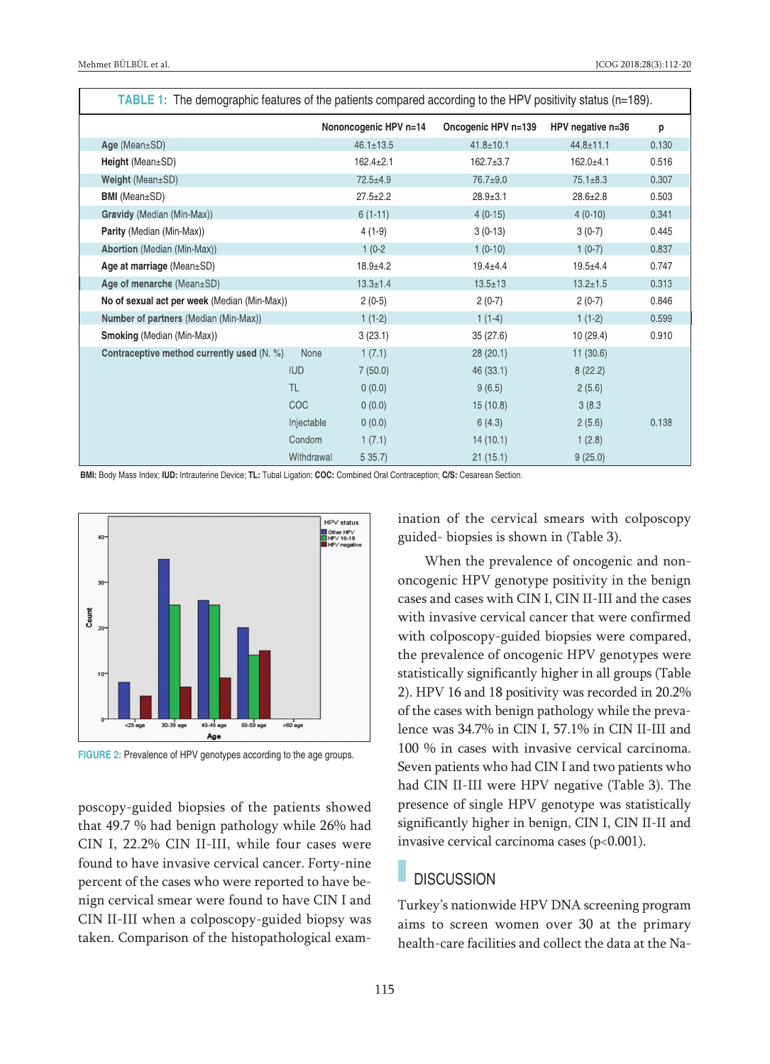**TABLE 1:** The demographic features of the patients compared according to the HPV positivity status (n=189).

| | | Nononcogenic HPV n=14 | Oncogenic HPV n=139 | HPV negative n=36 | p |
|---|---|---|---|---|---|
| **Age** (Mean±SD) | | 46.1±13.5 | 41.8±10.1 | 44.8±11.1 | 0.130 |
| **Height** (Mean±SD) | | 162.4±2.1 | 162.7±3.7 | 162.0±4.1 | 0.516 |
| **Weight** (Mean±SD) | | 72.5±4.9 | 76.7±9.0 | 75.1±8.3 | 0.307 |
| **BMI** (Mean±SD) | | 27.5±2.2 | 28.9±3.1 | 28.6±2.8 | 0.503 |
| **Gravidy** (Median (Min-Max)) | | 6 (1-11) | 4 (0-15) | 4 (0-10) | 0.341 |
| **Parity** (Median (Min-Max)) | | 4 (1-9) | 3 (0-13) | 3 (0-7) | 0.445 |
| **Abortion** (Median (Min-Max)) | | 1 (0-2 | 1 (0-10) | 1 (0-7) | 0.837 |
| **Age at marriage** (Mean±SD) | | 18.9±4.2 | 19.4±4.4 | 19.5±4.4 | 0.747 |
| **Age of menarche** (Mean±SD) | | 13.3±1.4 | 13.5±13 | 13.2±1.5 | 0.313 |
| **No of sexual act per week** (Median (Min-Max)) | | 2 (0-5) | 2 (0-7) | 2 (0-7) | 0.846 |
| **Number of partners** (Median (Min-Max)) | | 1 (1-2) | 1 (1-4) | 1 (1-2) | 0.599 |
| **Smoking** (Median (Min-Max)) | | 3 (23.1) | 35 (27.6) | 10 (29.4) | 0.910 |
| **Contraceptive method currently used** (N. %) | None | 1 (7.1) | 28 (20.1) | 11 (30.6) | |
| | IUD | 7 (50.0) | 46 (33.1) | 8 (22.2) | |
| | TL | 0 (0.0) | 9 (6.5) | 2 (5.6) | |
| | COC | 0 (0.0) | 15 (10.8) | 3 (8.3 | |
| | Injectable | 0 (0.0) | 6 (4.3) | 2 (5.6) | 0.138 |
| | Condom | 1 (7.1) | 14 (10.1) | 1 (2.8) | |
| | Withdrawal | 5 35.7) | 21 (15.1) | 9 (25.0) | |

**BMI:** Body Mass Index; **IUD:** Intrauterine Device; **TL:** Tubal Ligation; **COC:** Combined Oral Contraception; **C/S:** Cesarean Section.

**FIGURE 2:** Prevalence of HPV genotypes according to the age groups.

poscopy-guided biopsies of the patients showed that 49.7 % had benign pathology while 26% had CIN I, 22.2% CIN II-III, while four cases were found to have invasive cervical cancer. Forty-nine percent of the cases who were reported to have benign cervical smear were found to have CIN I and CIN II-III when a colposcopy-guided biopsy was taken. Comparison of the histopathological examination of the cervical smears with colposcopy guided- biopsies is shown in (Table 3).

When the prevalence of oncogenic and non-oncogenic HPV genotype positivity in the benign cases and cases with CIN I, CIN II-III and the cases with invasive cervical cancer that were confirmed with colposcopy-guided biopsies were compared, the prevalence of oncogenic HPV genotypes were statistically significantly higher in all groups (Table 2). HPV 16 and 18 positivity was recorded in 20.2% of the cases with benign pathology while the prevalence was 34.7% in CIN I, 57.1% in CIN II-III and 100 % in cases with invasive cervical carcinoma. Seven patients who had CIN I and two patients who had CIN II-III were HPV negative (Table 3). The presence of single HPV genotype was statistically significantly higher in benign, CIN I, CIN II-II and invasive cervical carcinoma cases ($p<0.001$).

## DISCUSSION

Turkey's nationwide HPV DNA screening program aims to screen women over 30 at the primary health-care facilities and collect the data at the Na-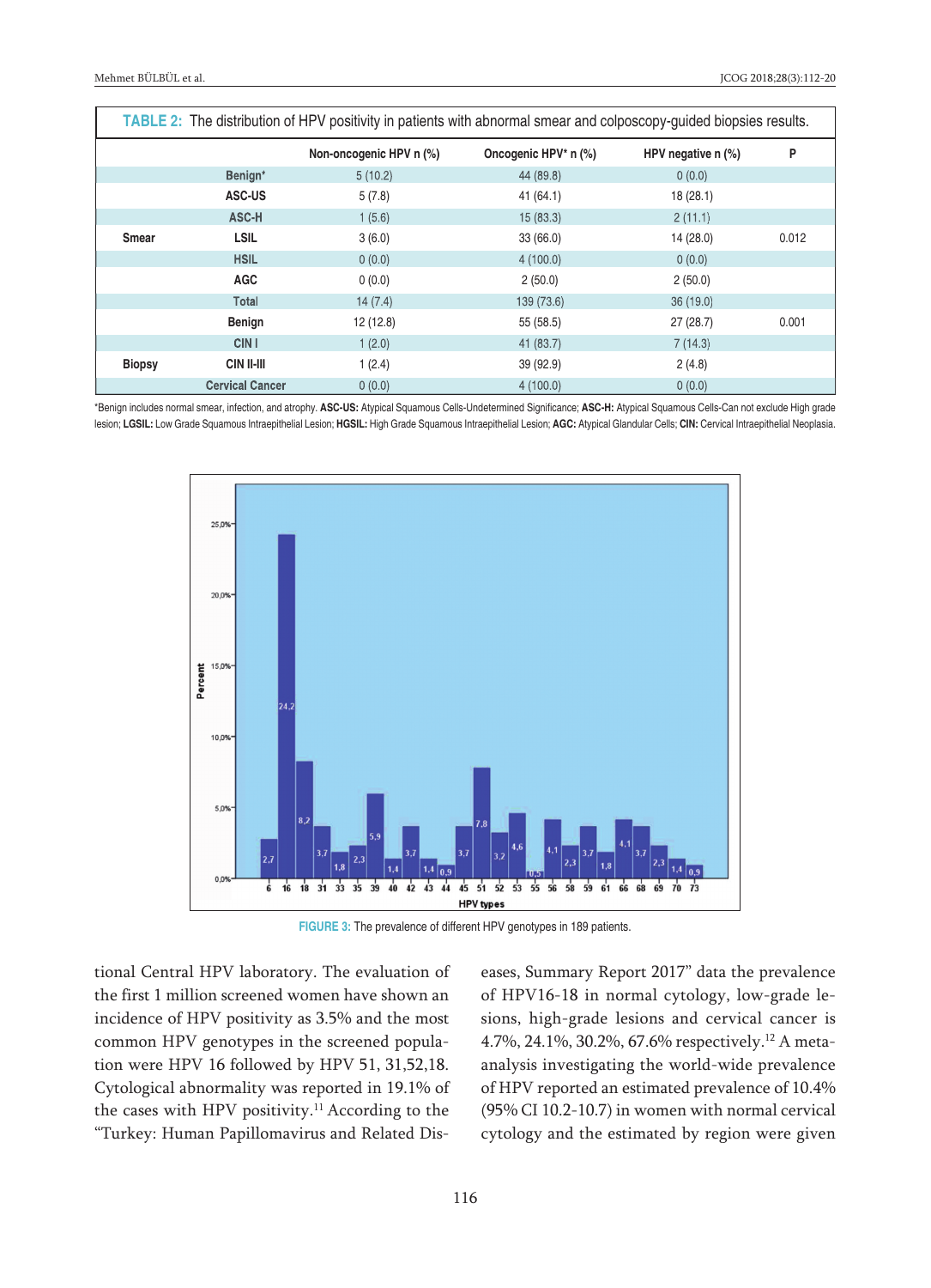**TABLE 2:** The distribution of HPV positivity in patients with abnormal smear and colposcopy-guided biopsies results.

| | | Non-oncogenic HPV n (%) | Oncogenic HPV* n (%) | HPV negative n (%) | P |
|---|---|---|---|---|---|
| Smear | Benign* | 5 (10.2) | 44 (89.8) | 0 (0.0) | 0.012 |
| | ASC-US | 5 (7.8) | 41 (64.1) | 18 (28.1) | |
| | ASC-H | 1 (5.6) | 15 (83.3) | 2 (11.1) | |
| | LSIL | 3 (6.0) | 33 (66.0) | 14 (28.0) | |
| | HSIL | 0 (0.0) | 4 (100.0) | 0 (0.0) | |
| | AGC | 0 (0.0) | 2 (50.0) | 2 (50.0) | |
| | Total | 14 (7.4) | 139 (73.6) | 36 (19.0) | |
| Biopsy | Benign | 12 (12.8) | 55 (58.5) | 27 (28.7) | 0.001 |
| | CIN I | 1 (2.0) | 41 (83.7) | 7 (14.3) | |
| | CIN II-III | 1 (2.4) | 39 (92.9) | 2 (4.8) | |
| | Cervical Cancer | 0 (0.0) | 4 (100.0) | 0 (0.0) | |

*Benign includes normal smear, infection, and atrophy. **ASC-US:** Atypical Squamous Cells-Undetermined Significance; **ASC-H:** Atypical Squamous Cells-Can not exclude High grade lesion; **LGSIL:** Low Grade Squamous Intraepithelial Lesion; **HGSIL:** High Grade Squamous Intraepithelial Lesion; **AGC:** Atypical Glandular Cells; **CIN:** Cervical Intraepithelial Neoplasia.

**FIGURE 3:** The prevalence of different HPV genotypes in 189 patients.

tional Central HPV laboratory. The evaluation of the first 1 million screened women have shown an incidence of HPV positivity as 3.5% and the most common HPV genotypes in the screened population were HPV 16 followed by HPV 51, 31,52,18. Cytological abnormality was reported in 19.1% of the cases with HPV positivity.[11] According to the "Turkey: Human Papillomavirus and Related Diseases, Summary Report 2017" data the prevalence of HPV16-18 in normal cytology, low-grade lesions, high-grade lesions and cervical cancer is 4.7%, 24.1%, 30.2%, 67.6% respectively.[12] A meta-analysis investigating the world-wide prevalence of HPV reported an estimated prevalence of 10.4% (95% CI 10.2-10.7) in women with normal cervical cytology and the estimated by region were given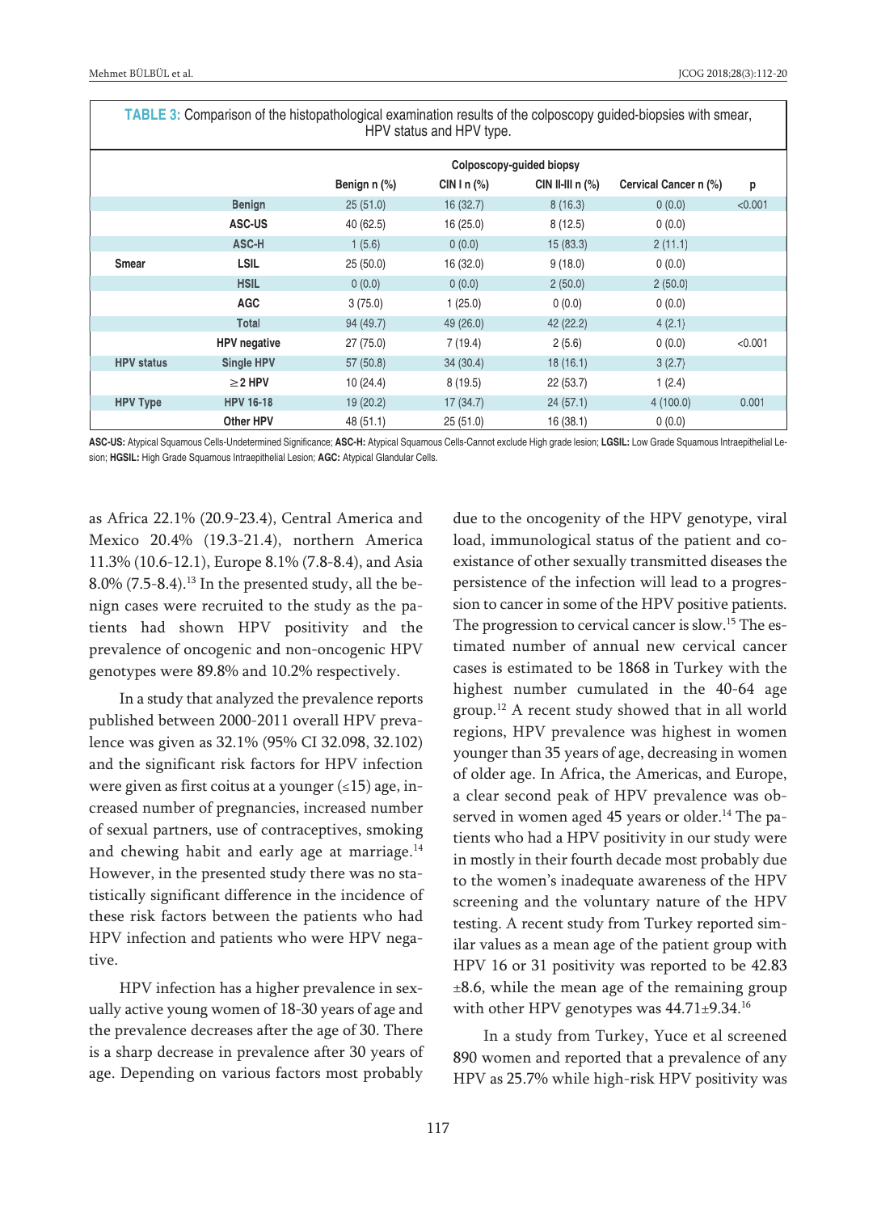**TABLE 3:** Comparison of the histopathological examination results of the colposcopy guided-biopsies with smear, HPV status and HPV type.

| | | Colposcopy-guided biopsy | | | | |
|---|---|---|---|---|---|---|
| | | Benign n (%) | CIN I n (%) | CIN II-III n (%) | Cervical Cancer n (%) | p |
| Smear | Benign | 25 (51.0) | 16 (32.7) | 8 (16.3) | 0 (0.0) | <0.001 |
| | ASC-US | 40 (62.5) | 16 (25.0) | 8 (12.5) | 0 (0.0) | |
| | ASC-H | 1 (5.6) | 0 (0.0) | 15 (83.3) | 2 (11.1) | |
| | LSIL | 25 (50.0) | 16 (32.0) | 9 (18.0) | 0 (0.0) | |
| | HSIL | 0 (0.0) | 0 (0.0) | 2 (50.0) | 2 (50.0) | |
| | AGC | 3 (75.0) | 1 (25.0) | 0 (0.0) | 0 (0.0) | |
| | Total | 94 (49.7) | 49 (26.0) | 42 (22.2) | 4 (2.1) | |
| HPV status | HPV negative | 27 (75.0) | 7 (19.4) | 2 (5.6) | 0 (0.0) | <0.001 |
| | Single HPV | 57 (50.8) | 34 (30.4) | 18 (16.1) | 3 (2.7) | |
| | ≥2 HPV | 10 (24.4) | 8 (19.5) | 22 (53.7) | 1 (2.4) | |
| HPV Type | HPV 16-18 | 19 (20.2) | 17 (34.7) | 24 (57.1) | 4 (100.0) | 0.001 |
| | Other HPV | 48 (51.1) | 25 (51.0) | 16 (38.1) | 0 (0.0) | |

**ASC-US:** Atypical Squamous Cells-Undetermined Significance; **ASC-H:** Atypical Squamous Cells-Cannot exclude High grade lesion; **LGSIL:** Low Grade Squamous Intraepithelial Lesion; **HGSIL:** High Grade Squamous Intraepithelial Lesion; **AGC:** Atypical Glandular Cells.

as Africa 22.1% (20.9-23.4), Central America and Mexico 20.4% (19.3-21.4), northern America 11.3% (10.6-12.1), Europe 8.1% (7.8-8.4), and Asia 8.0% (7.5-8.4).[13] In the presented study, all the benign cases were recruited to the study as the patients had shown HPV positivity and the prevalence of oncogenic and non-oncogenic HPV genotypes were 89.8% and 10.2% respectively.

In a study that analyzed the prevalence reports published between 2000-2011 overall HPV prevalence was given as 32.1% (95% CI 32.098, 32.102) and the significant risk factors for HPV infection were given as first coitus at a younger (≤15) age, increased number of pregnancies, increased number of sexual partners, use of contraceptives, smoking and chewing habit and early age at marriage.[14] However, in the presented study there was no statistically significant difference in the incidence of these risk factors between the patients who had HPV infection and patients who were HPV negative.

HPV infection has a higher prevalence in sexually active young women of 18-30 years of age and the prevalence decreases after the age of 30. There is a sharp decrease in prevalence after 30 years of age. Depending on various factors most probably due to the oncogenity of the HPV genotype, viral load, immunological status of the patient and coexistance of other sexually transmitted diseases the persistence of the infection will lead to a progression to cancer in some of the HPV positive patients. The progression to cervical cancer is slow.[15] The estimated number of annual new cervical cancer cases is estimated to be 1868 in Turkey with the highest number cumulated in the 40-64 age group.[12] A recent study showed that in all world regions, HPV prevalence was highest in women younger than 35 years of age, decreasing in women of older age. In Africa, the Americas, and Europe, a clear second peak of HPV prevalence was observed in women aged 45 years or older.[14] The patients who had a HPV positivity in our study were in mostly in their fourth decade most probably due to the women's inadequate awareness of the HPV screening and the voluntary nature of the HPV testing. A recent study from Turkey reported similar values as a mean age of the patient group with HPV 16 or 31 positivity was reported to be 42.83 ±8.6, while the mean age of the remaining group with other HPV genotypes was 44.71±9.34.[16]

In a study from Turkey, Yuce et al screened 890 women and reported that a prevalence of any HPV as 25.7% while high-risk HPV positivity was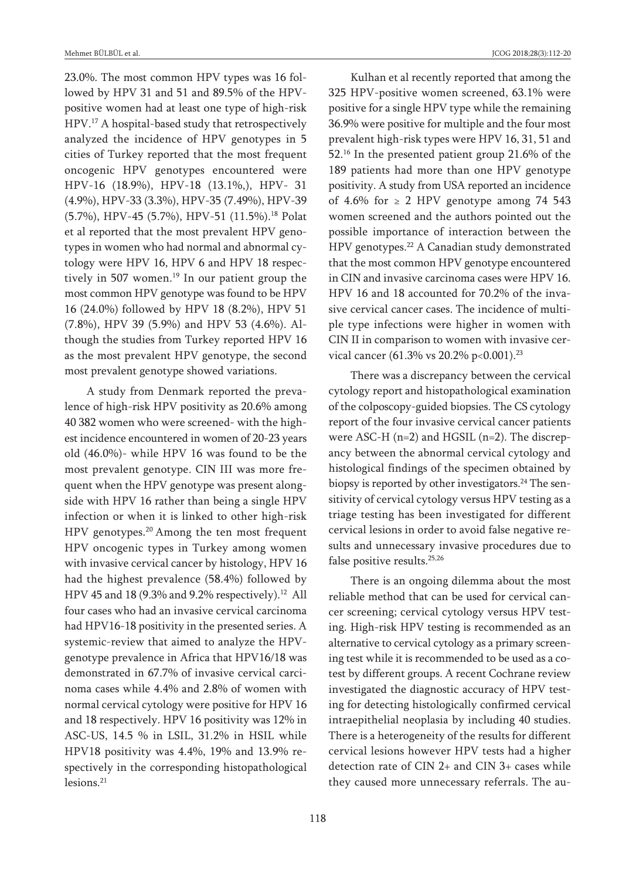23.0%. The most common HPV types was 16 followed by HPV 31 and 51 and 89.5% of the HPV-positive women had at least one type of high-risk HPV.[17] A hospital-based study that retrospectively analyzed the incidence of HPV genotypes in 5 cities of Turkey reported that the most frequent oncogenic HPV genotypes encountered were HPV-16 (18.9%), HPV-18 (13.1%,), HPV- 31 (4.9%), HPV-33 (3.3%), HPV-35 (7.49%), HPV-39 (5.7%), HPV-45 (5.7%), HPV-51 (11.5%).[18] Polat et al reported that the most prevalent HPV genotypes in women who had normal and abnormal cytology were HPV 16, HPV 6 and HPV 18 respectively in 507 women.[19] In our patient group the most common HPV genotype was found to be HPV 16 (24.0%) followed by HPV 18 (8.2%), HPV 51 (7.8%), HPV 39 (5.9%) and HPV 53 (4.6%). Although the studies from Turkey reported HPV 16 as the most prevalent HPV genotype, the second most prevalent genotype showed variations.

A study from Denmark reported the prevalence of high-risk HPV positivity as 20.6% among 40 382 women who were screened- with the highest incidence encountered in women of 20-23 years old (46.0%)- while HPV 16 was found to be the most prevalent genotype. CIN III was more frequent when the HPV genotype was present alongside with HPV 16 rather than being a single HPV infection or when it is linked to other high-risk HPV genotypes.[20] Among the ten most frequent HPV oncogenic types in Turkey among women with invasive cervical cancer by histology, HPV 16 had the highest prevalence (58.4%) followed by HPV 45 and 18 (9.3% and 9.2% respectively).[12] All four cases who had an invasive cervical carcinoma had HPV16-18 positivity in the presented series. A systemic-review that aimed to analyze the HPV-genotype prevalence in Africa that HPV16/18 was demonstrated in 67.7% of invasive cervical carcinoma cases while 4.4% and 2.8% of women with normal cervical cytology were positive for HPV 16 and 18 respectively. HPV 16 positivity was 12% in ASC-US, 14.5 % in LSIL, 31.2% in HSIL while HPV18 positivity was 4.4%, 19% and 13.9% respectively in the corresponding histopathological lesions.[21]

Kulhan et al recently reported that among the 325 HPV-positive women screened, 63.1% were positive for a single HPV type while the remaining 36.9% were positive for multiple and the four most prevalent high-risk types were HPV 16, 31, 51 and 52.[16] In the presented patient group 21.6% of the 189 patients had more than one HPV genotype positivity. A study from USA reported an incidence of 4.6% for ≥ 2 HPV genotype among 74 543 women screened and the authors pointed out the possible importance of interaction between the HPV genotypes.[22] A Canadian study demonstrated that the most common HPV genotype encountered in CIN and invasive carcinoma cases were HPV 16. HPV 16 and 18 accounted for 70.2% of the invasive cervical cancer cases. The incidence of multiple type infections were higher in women with CIN II in comparison to women with invasive cervical cancer (61.3% vs 20.2% $p<0.001$).[23]

There was a discrepancy between the cervical cytology report and histopathological examination of the colposcopy-guided biopsies. The CS cytology report of the four invasive cervical cancer patients were ASC-H (n=2) and HGSIL (n=2). The discrepancy between the abnormal cervical cytology and histological findings of the specimen obtained by biopsy is reported by other investigators.[24] The sensitivity of cervical cytology versus HPV testing as a triage testing has been investigated for different cervical lesions in order to avoid false negative results and unnecessary invasive procedures due to false positive results.[25,26]

There is an ongoing dilemma about the most reliable method that can be used for cervical cancer screening; cervical cytology versus HPV testing. High-risk HPV testing is recommended as an alternative to cervical cytology as a primary screening test while it is recommended to be used as a cotest by different groups. A recent Cochrane review investigated the diagnostic accuracy of HPV testing for detecting histologically confirmed cervical intraepithelial neoplasia by including 40 studies. There is a heterogeneity of the results for different cervical lesions however HPV tests had a higher detection rate of CIN 2+ and CIN 3+ cases while they caused more unnecessary referrals. The au-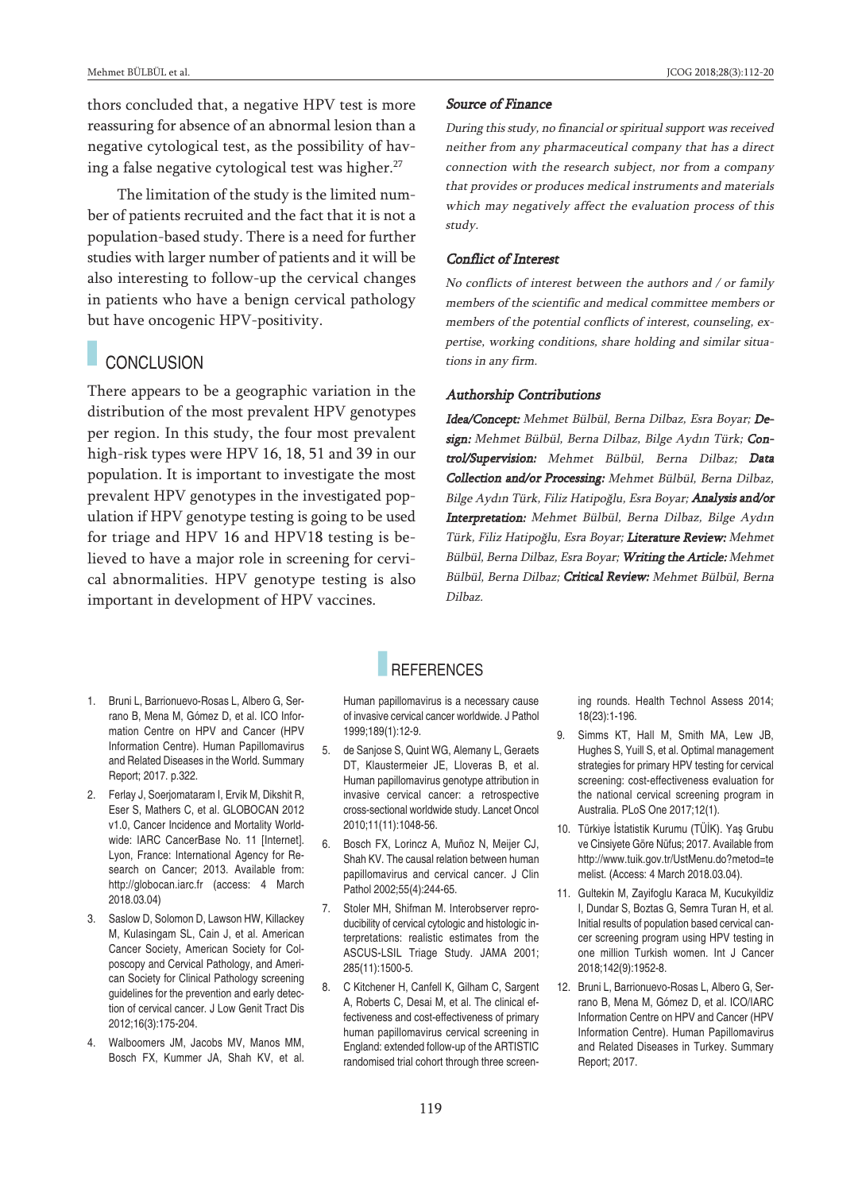thors concluded that, a negative HPV test is more reassuring for absence of an abnormal lesion than a negative cytological test, as the possibility of having a false negative cytological test was higher.[27]

The limitation of the study is the limited number of patients recruited and the fact that it is not a population-based study. There is a need for further studies with larger number of patients and it will be also interesting to follow-up the cervical changes in patients who have a benign cervical pathology but have oncogenic HPV-positivity.

## CONCLUSION

There appears to be a geographic variation in the distribution of the most prevalent HPV genotypes per region. In this study, the four most prevalent high-risk types were HPV 16, 18, 51 and 39 in our population. It is important to investigate the most prevalent HPV genotypes in the investigated population if HPV genotype testing is going to be used for triage and HPV 16 and HPV18 testing is believed to have a major role in screening for cervical abnormalities. HPV genotype testing is also important in development of HPV vaccines.

### *Source of Finance*

*During this study, no financial or spiritual support was received neither from any pharmaceutical company that has a direct connection with the research subject, nor from a company that provides or produces medical instruments and materials which may negatively affect the evaluation process of this study.*

### *Conflict of Interest*

*No conflicts of interest between the authors and / or family members of the scientific and medical committee members or members of the potential conflicts of interest, counseling, expertise, working conditions, share holding and similar situations in any firm.*

### *Authorship Contributions*

***Idea/Concept:*** *Mehmet Bülbül, Berna Dilbaz, Esra Boyar;* ***Design:*** *Mehmet Bülbül, Berna Dilbaz, Bilge Aydın Türk;* ***Control/Supervision:*** *Mehmet Bülbül, Berna Dilbaz;* ***Data Collection and/or Processing:*** *Mehmet Bülbül, Berna Dilbaz, Bilge Aydın Türk, Filiz Hatipoğlu, Esra Boyar;* ***Analysis and/or Interpretation:*** *Mehmet Bülbül, Berna Dilbaz, Bilge Aydın Türk, Filiz Hatipoğlu, Esra Boyar;* ***Literature Review:*** *Mehmet Bülbül, Berna Dilbaz, Esra Boyar;* ***Writing the Article:*** *Mehmet Bülbül, Berna Dilbaz;* ***Critical Review:*** *Mehmet Bülbül, Berna Dilbaz.*

## REFERENCES

1. Bruni L, Barrionuevo-Rosas L, Albero G, Serrano B, Mena M, Gómez D, et al. ICO Information Centre on HPV and Cancer (HPV Information Centre). Human Papillomavirus and Related Diseases in the World. Summary Report; 2017. p.322.
2. Ferlay J, Soerjomataram I, Ervik M, Dikshit R, Eser S, Mathers C, et al. GLOBOCAN 2012 v1.0, Cancer Incidence and Mortality Worldwide: IARC CancerBase No. 11 [Internet]. Lyon, France: International Agency for Research on Cancer; 2013. Available from: http://globocan.iarc.fr (access: 4 March 2018.03.04)
3. Saslow D, Solomon D, Lawson HW, Killackey M, Kulasingam SL, Cain J, et al. American Cancer Society, American Society for Colposcopy and Cervical Pathology, and American Society for Clinical Pathology screening guidelines for the prevention and early detection of cervical cancer. J Low Genit Tract Dis 2012;16(3):175-204.
4. Walboomers JM, Jacobs MV, Manos MM, Bosch FX, Kummer JA, Shah KV, et al. Human papillomavirus is a necessary cause of invasive cervical cancer worldwide. J Pathol 1999;189(1):12-9.
5. de Sanjose S, Quint WG, Alemany L, Geraets DT, Klaustermeier JE, Lloveras B, et al. Human papillomavirus genotype attribution in invasive cervical cancer: a retrospective cross-sectional worldwide study. Lancet Oncol 2010;11(11):1048-56.
6. Bosch FX, Lorincz A, Muñoz N, Meijer CJ, Shah KV. The causal relation between human papillomavirus and cervical cancer. J Clin Pathol 2002;55(4):244-65.
7. Stoler MH, Shifman M. Interobserver reproducibility of cervical cytologic and histologic interpretations: realistic estimates from the ASCUS-LSIL Triage Study. JAMA 2001; 285(11):1500-5.
8. C Kitchener H, Canfell K, Gilham C, Sargent A, Roberts C, Desai M, et al. The clinical effectiveness and cost-effectiveness of primary human papillomavirus cervical screening in England: extended follow-up of the ARTISTIC randomised trial cohort through three screening rounds. Health Technol Assess 2014; 18(23):1-196.
9. Simms KT, Hall M, Smith MA, Lew JB, Hughes S, Yuill S, et al. Optimal management strategies for primary HPV testing for cervical screening: cost-effectiveness evaluation for the national cervical screening program in Australia. PLoS One 2017;12(1).
10. Türkiye İstatistik Kurumu (TÜİK). Yaş Grubu ve Cinsiyete Göre Nüfus; 2017. Available from http://www.tuik.gov.tr/UstMenu.do?metod=temelist. (Access: 4 March 2018.03.04).
11. Gultekin M, Zayifoglu Karaca M, Kucukyildiz I, Dundar S, Boztas G, Semra Turan H, et al. Initial results of population based cervical cancer screening program using HPV testing in one million Turkish women. Int J Cancer 2018;142(9):1952-8.
12. Bruni L, Barrionuevo-Rosas L, Albero G, Serrano B, Mena M, Gómez D, et al. ICO/IARC Information Centre on HPV and Cancer (HPV Information Centre). Human Papillomavirus and Related Diseases in Turkey. Summary Report; 2017.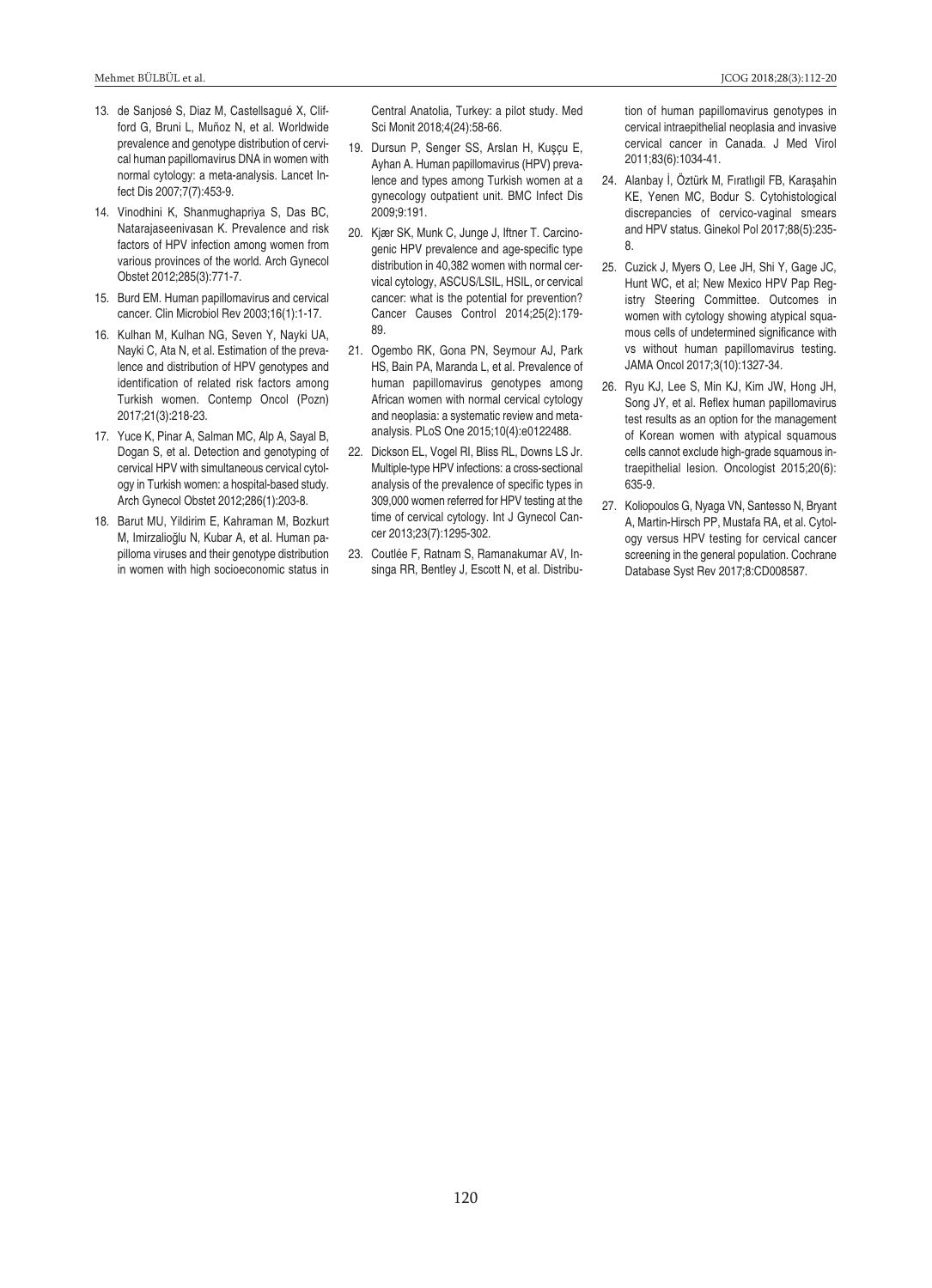13. de Sanjosé S, Diaz M, Castellsagué X, Clifford G, Bruni L, Muñoz N, et al. Worldwide prevalence and genotype distribution of cervical human papillomavirus DNA in women with normal cytology: a meta-analysis. Lancet Infect Dis 2007;7(7):453-9.
14. Vinodhini K, Shanmughapriya S, Das BC, Natarajaseenivasan K. Prevalence and risk factors of HPV infection among women from various provinces of the world. Arch Gynecol Obstet 2012;285(3):771-7.
15. Burd EM. Human papillomavirus and cervical cancer. Clin Microbiol Rev 2003;16(1):1-17.
16. Kulhan M, Kulhan NG, Seven Y, Nayki UA, Nayki C, Ata N, et al. Estimation of the prevalence and distribution of HPV genotypes and identification of related risk factors among Turkish women. Contemp Oncol (Pozn) 2017;21(3):218-23.
17. Yuce K, Pinar A, Salman MC, Alp A, Sayal B, Dogan S, et al. Detection and genotyping of cervical HPV with simultaneous cervical cytology in Turkish women: a hospital-based study. Arch Gynecol Obstet 2012;286(1):203-8.
18. Barut MU, Yildirim E, Kahraman M, Bozkurt M, Imirzalioğlu N, Kubar A, et al. Human papilloma viruses and their genotype distribution in women with high socioeconomic status in Central Anatolia, Turkey: a pilot study. Med Sci Monit 2018;4(24):58-66.
19. Dursun P, Senger SS, Arslan H, Kuşçu E, Ayhan A. Human papillomavirus (HPV) prevalence and types among Turkish women at a gynecology outpatient unit. BMC Infect Dis 2009;9:191.
20. Kjær SK, Munk C, Junge J, Iftner T. Carcinogenic HPV prevalence and age-specific type distribution in 40,382 women with normal cervical cytology, ASCUS/LSIL, HSIL, or cervical cancer: what is the potential for prevention? Cancer Causes Control 2014;25(2):179-89.
21. Ogembo RK, Gona PN, Seymour AJ, Park HS, Bain PA, Maranda L, et al. Prevalence of human papillomavirus genotypes among African women with normal cervical cytology and neoplasia: a systematic review and meta-analysis. PLoS One 2015;10(4):e0122488.
22. Dickson EL, Vogel RI, Bliss RL, Downs LS Jr. Multiple-type HPV infections: a cross-sectional analysis of the prevalence of specific types in 309,000 women referred for HPV testing at the time of cervical cytology. Int J Gynecol Cancer 2013;23(7):1295-302.
23. Coutlée F, Ratnam S, Ramanakumar AV, Insinga RR, Bentley J, Escott N, et al. Distribution of human papillomavirus genotypes in cervical intraepithelial neoplasia and invasive cervical cancer in Canada. J Med Virol 2011;83(6):1034-41.
24. Alanbay İ, Öztürk M, Fıratlıgil FB, Karaşahin KE, Yenen MC, Bodur S. Cytohistological discrepancies of cervico-vaginal smears and HPV status. Ginekol Pol 2017;88(5):235-8.
25. Cuzick J, Myers O, Lee JH, Shi Y, Gage JC, Hunt WC, et al; New Mexico HPV Pap Registry Steering Committee. Outcomes in women with cytology showing atypical squamous cells of undetermined significance with vs without human papillomavirus testing. JAMA Oncol 2017;3(10):1327-34.
26. Ryu KJ, Lee S, Min KJ, Kim JW, Hong JH, Song JY, et al. Reflex human papillomavirus test results as an option for the management of Korean women with atypical squamous cells cannot exclude high-grade squamous intraepithelial lesion. Oncologist 2015;20(6):635-9.
27. Koliopoulos G, Nyaga VN, Santesso N, Bryant A, Martin-Hirsch PP, Mustafa RA, et al. Cytology versus HPV testing for cervical cancer screening in the general population. Cochrane Database Syst Rev 2017;8:CD008587.